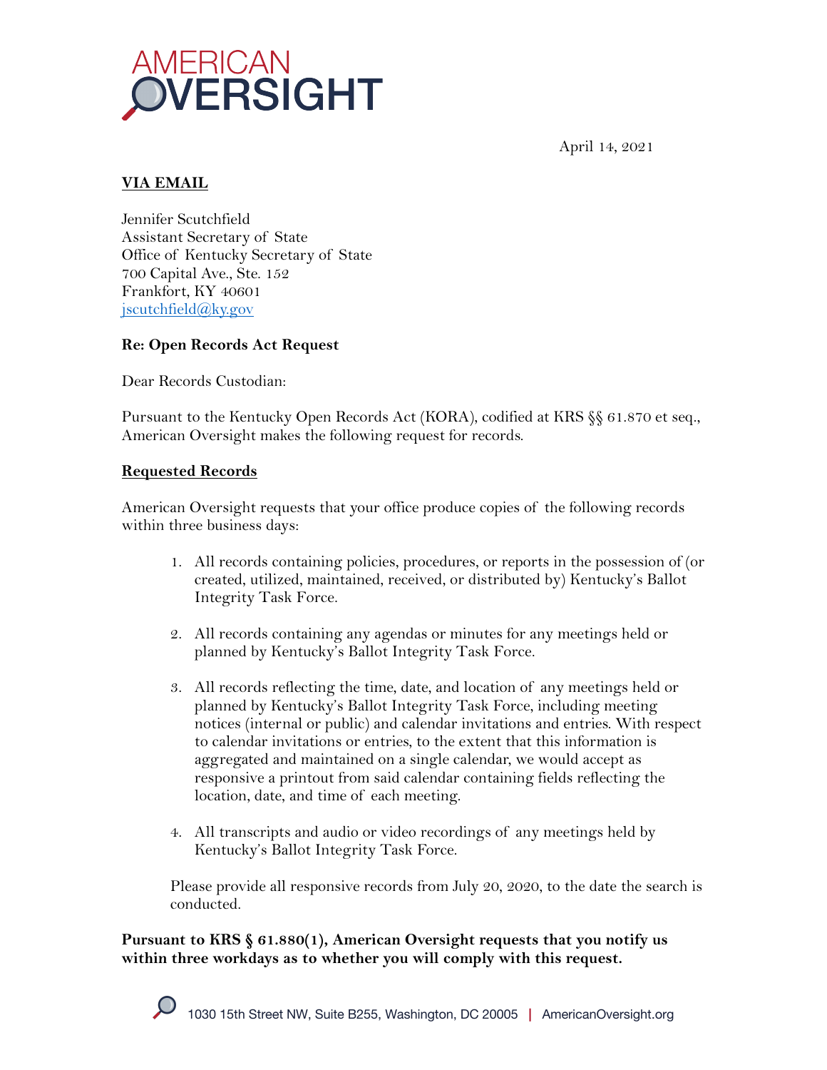# AMERICAN OVERSIGHT

April 14, 2021

**VIA EMAIL**

Jennifer Scutchfield
Assistant Secretary of State
Office of Kentucky Secretary of State
700 Capital Ave., Ste. 152
Frankfort, KY 40601
jscutchfield@ky.gov

**Re: Open Records Act Request**

Dear Records Custodian:

Pursuant to the Kentucky Open Records Act (KORA), codified at KRS §§ 61.870 et seq., American Oversight makes the following request for records.

**Requested Records**

American Oversight requests that your office produce copies of the following records within three business days:

1. All records containing policies, procedures, or reports in the possession of (or created, utilized, maintained, received, or distributed by) Kentucky's Ballot Integrity Task Force.

2. All records containing any agendas or minutes for any meetings held or planned by Kentucky's Ballot Integrity Task Force.

3. All records reflecting the time, date, and location of any meetings held or planned by Kentucky's Ballot Integrity Task Force, including meeting notices (internal or public) and calendar invitations and entries. With respect to calendar invitations or entries, to the extent that this information is aggregated and maintained on a single calendar, we would accept as responsive a printout from said calendar containing fields reflecting the location, date, and time of each meeting.

4. All transcripts and audio or video recordings of any meetings held by Kentucky's Ballot Integrity Task Force.

Please provide all responsive records from July 20, 2020, to the date the search is conducted.

**Pursuant to KRS § 61.880(1), American Oversight requests that you notify us within three workdays as to whether you will comply with this request.**

1030 15th Street NW, Suite B255, Washington, DC 20005 | AmericanOversight.org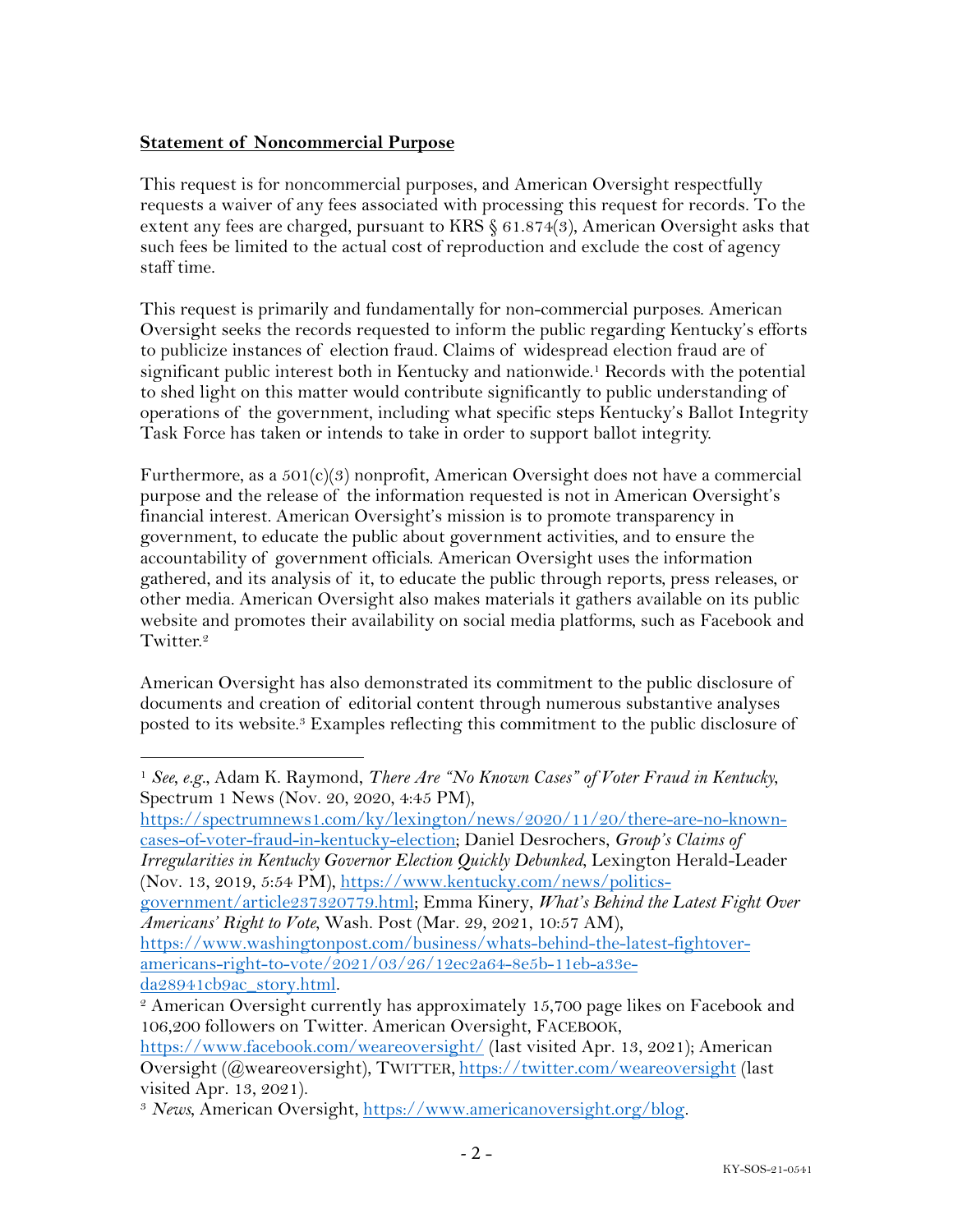**Statement of Noncommercial Purpose**

This request is for noncommercial purposes, and American Oversight respectfully requests a waiver of any fees associated with processing this request for records. To the extent any fees are charged, pursuant to KRS § 61.874(3), American Oversight asks that such fees be limited to the actual cost of reproduction and exclude the cost of agency staff time.

This request is primarily and fundamentally for non-commercial purposes. American Oversight seeks the records requested to inform the public regarding Kentucky's efforts to publicize instances of election fraud. Claims of widespread election fraud are of significant public interest both in Kentucky and nationwide.[1] Records with the potential to shed light on this matter would contribute significantly to public understanding of operations of the government, including what specific steps Kentucky's Ballot Integrity Task Force has taken or intends to take in order to support ballot integrity.

Furthermore, as a 501(c)(3) nonprofit, American Oversight does not have a commercial purpose and the release of the information requested is not in American Oversight's financial interest. American Oversight's mission is to promote transparency in government, to educate the public about government activities, and to ensure the accountability of government officials. American Oversight uses the information gathered, and its analysis of it, to educate the public through reports, press releases, or other media. American Oversight also makes materials it gathers available on its public website and promotes their availability on social media platforms, such as Facebook and Twitter.[2]

American Oversight has also demonstrated its commitment to the public disclosure of documents and creation of editorial content through numerous substantive analyses posted to its website.[3] Examples reflecting this commitment to the public disclosure of

---

[1] *See, e.g.*, Adam K. Raymond, *There Are "No Known Cases" of Voter Fraud in Kentucky*, Spectrum 1 News (Nov. 20, 2020, 4:45 PM), https://spectrumnews1.com/ky/lexington/news/2020/11/20/there-are-no-known-cases-of-voter-fraud-in-kentucky-election; Daniel Desrochers, *Group's Claims of Irregularities in Kentucky Governor Election Quickly Debunked*, Lexington Herald-Leader (Nov. 13, 2019, 5:54 PM), https://www.kentucky.com/news/politics-government/article237320779.html; Emma Kinery, *What's Behind the Latest Fight Over Americans' Right to Vote*, Wash. Post (Mar. 29, 2021, 10:57 AM), https://www.washingtonpost.com/business/whats-behind-the-latest-fightover-americans-right-to-vote/2021/03/26/12ec2a64-8e5b-11eb-a33e-da28941cb9ac_story.html.

[2] American Oversight currently has approximately 15,700 page likes on Facebook and 106,200 followers on Twitter. American Oversight, FACEBOOK, https://www.facebook.com/weareoversight/ (last visited Apr. 13, 2021); American Oversight (@weareoversight), TWITTER, https://twitter.com/weareoversight (last visited Apr. 13, 2021).

[3] *News*, American Oversight, https://www.americanoversight.org/blog.

KY-SOS-21-0541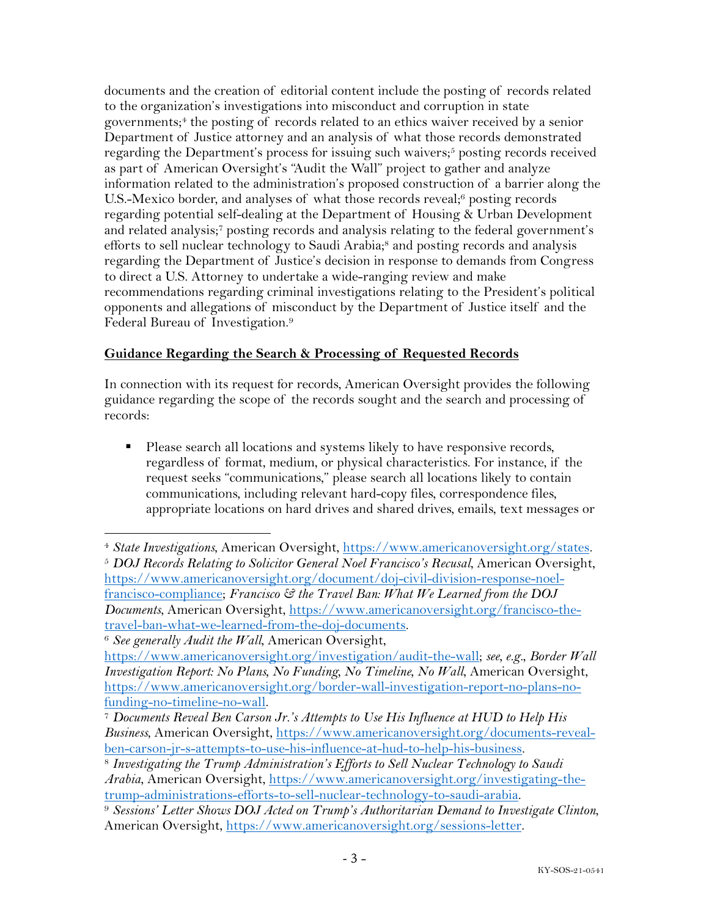documents and the creation of editorial content include the posting of records related to the organization's investigations into misconduct and corruption in state governments;[4] the posting of records related to an ethics waiver received by a senior Department of Justice attorney and an analysis of what those records demonstrated regarding the Department's process for issuing such waivers;[5] posting records received as part of American Oversight's "Audit the Wall" project to gather and analyze information related to the administration's proposed construction of a barrier along the U.S.-Mexico border, and analyses of what those records reveal;[6] posting records regarding potential self-dealing at the Department of Housing & Urban Development and related analysis;[7] posting records and analysis relating to the federal government's efforts to sell nuclear technology to Saudi Arabia;[8] and posting records and analysis regarding the Department of Justice's decision in response to demands from Congress to direct a U.S. Attorney to undertake a wide-ranging review and make recommendations regarding criminal investigations relating to the President's political opponents and allegations of misconduct by the Department of Justice itself and the Federal Bureau of Investigation.[9]

**Guidance Regarding the Search & Processing of Requested Records**

In connection with its request for records, American Oversight provides the following guidance regarding the scope of the records sought and the search and processing of records:

- Please search all locations and systems likely to have responsive records, regardless of format, medium, or physical characteristics. For instance, if the request seeks "communications," please search all locations likely to contain communications, including relevant hard-copy files, correspondence files, appropriate locations on hard drives and shared drives, emails, text messages or

---

[4] *State Investigations*, American Oversight, https://www.americanoversight.org/states.

[5] *DOJ Records Relating to Solicitor General Noel Francisco's Recusal*, American Oversight, https://www.americanoversight.org/document/doj-civil-division-response-noel-francisco-compliance; *Francisco & the Travel Ban: What We Learned from the DOJ Documents*, American Oversight, https://www.americanoversight.org/francisco-the-travel-ban-what-we-learned-from-the-doj-documents.

[6] *See generally Audit the Wall*, American Oversight, https://www.americanoversight.org/investigation/audit-the-wall; *see, e.g.*, *Border Wall Investigation Report: No Plans, No Funding, No Timeline, No Wall*, American Oversight, https://www.americanoversight.org/border-wall-investigation-report-no-plans-no-funding-no-timeline-no-wall.

[7] *Documents Reveal Ben Carson Jr.'s Attempts to Use His Influence at HUD to Help His Business*, American Oversight, https://www.americanoversight.org/documents-reveal-ben-carson-jr-s-attempts-to-use-his-influence-at-hud-to-help-his-business.

[8] *Investigating the Trump Administration's Efforts to Sell Nuclear Technology to Saudi Arabia*, American Oversight, https://www.americanoversight.org/investigating-the-trump-administrations-efforts-to-sell-nuclear-technology-to-saudi-arabia.

[9] *Sessions' Letter Shows DOJ Acted on Trump's Authoritarian Demand to Investigate Clinton*, American Oversight, https://www.americanoversight.org/sessions-letter.

KY-SOS-21-0541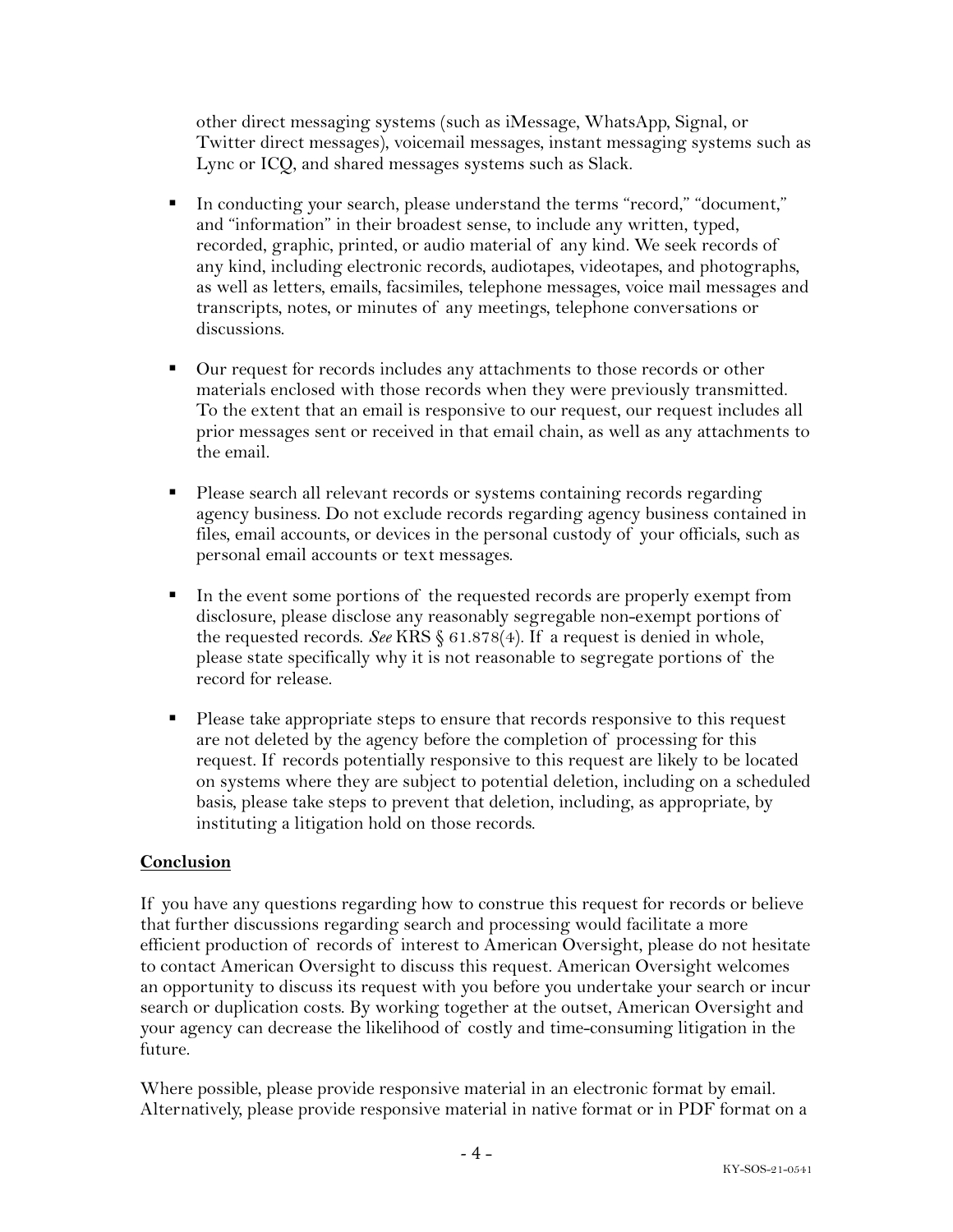other direct messaging systems (such as iMessage, WhatsApp, Signal, or Twitter direct messages), voicemail messages, instant messaging systems such as Lync or ICQ, and shared messages systems such as Slack.

- In conducting your search, please understand the terms "record," "document," and "information" in their broadest sense, to include any written, typed, recorded, graphic, printed, or audio material of any kind. We seek records of any kind, including electronic records, audiotapes, videotapes, and photographs, as well as letters, emails, facsimiles, telephone messages, voice mail messages and transcripts, notes, or minutes of any meetings, telephone conversations or discussions.

- Our request for records includes any attachments to those records or other materials enclosed with those records when they were previously transmitted. To the extent that an email is responsive to our request, our request includes all prior messages sent or received in that email chain, as well as any attachments to the email.

- Please search all relevant records or systems containing records regarding agency business. Do not exclude records regarding agency business contained in files, email accounts, or devices in the personal custody of your officials, such as personal email accounts or text messages.

- In the event some portions of the requested records are properly exempt from disclosure, please disclose any reasonably segregable non-exempt portions of the requested records. *See* KRS § 61.878(4). If a request is denied in whole, please state specifically why it is not reasonable to segregate portions of the record for release.

- Please take appropriate steps to ensure that records responsive to this request are not deleted by the agency before the completion of processing for this request. If records potentially responsive to this request are likely to be located on systems where they are subject to potential deletion, including on a scheduled basis, please take steps to prevent that deletion, including, as appropriate, by instituting a litigation hold on those records.

## Conclusion

If you have any questions regarding how to construe this request for records or believe that further discussions regarding search and processing would facilitate a more efficient production of records of interest to American Oversight, please do not hesitate to contact American Oversight to discuss this request. American Oversight welcomes an opportunity to discuss its request with you before you undertake your search or incur search or duplication costs. By working together at the outset, American Oversight and your agency can decrease the likelihood of costly and time-consuming litigation in the future.

Where possible, please provide responsive material in an electronic format by email. Alternatively, please provide responsive material in native format or in PDF format on a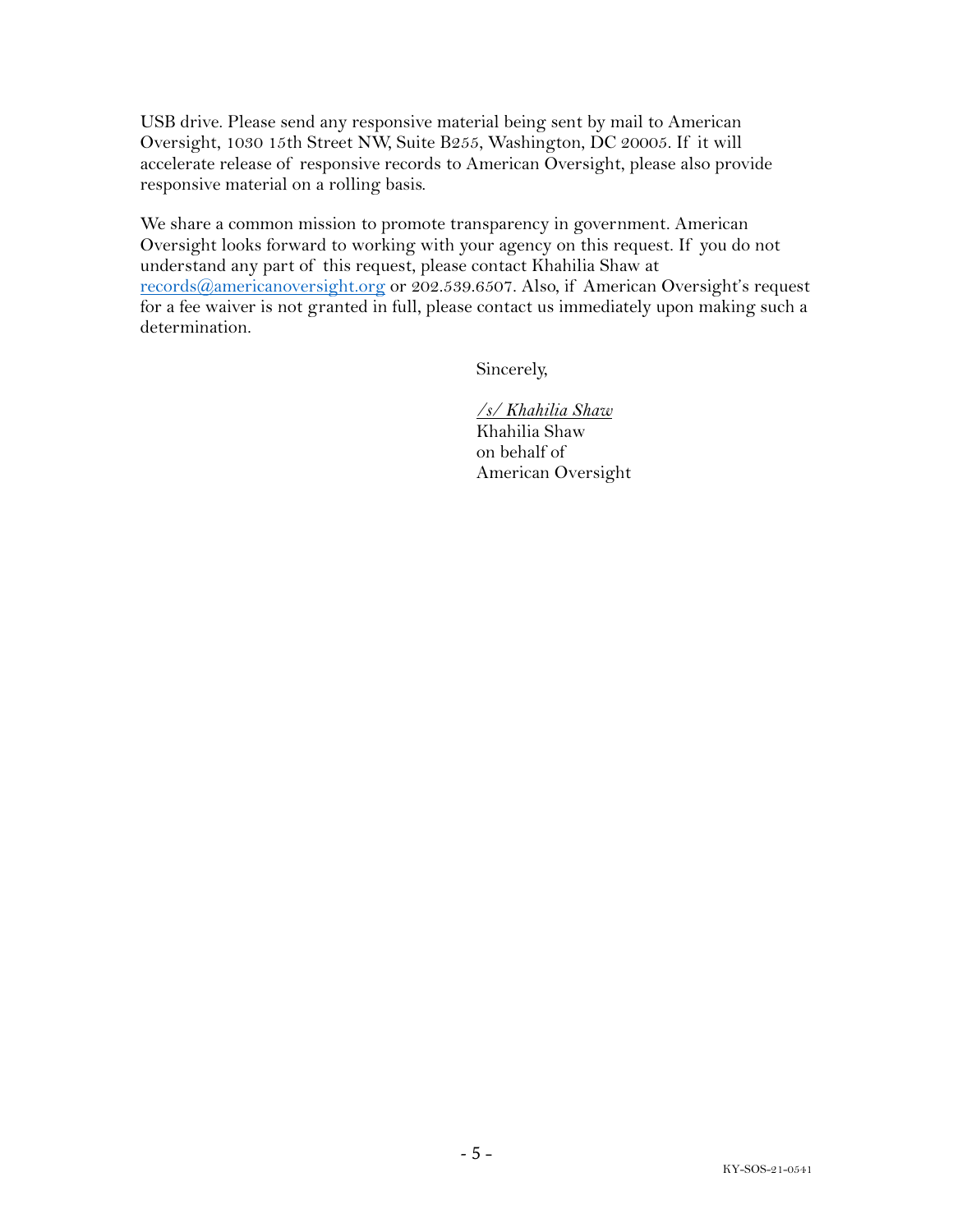USB drive. Please send any responsive material being sent by mail to American Oversight, 1030 15th Street NW, Suite B255, Washington, DC 20005. If it will accelerate release of responsive records to American Oversight, please also provide responsive material on a rolling basis.

We share a common mission to promote transparency in government. American Oversight looks forward to working with your agency on this request. If you do not understand any part of this request, please contact Khahilia Shaw at records@americanoversight.org or 202.539.6507. Also, if American Oversight's request for a fee waiver is not granted in full, please contact us immediately upon making such a determination.

Sincerely,

*/s/ Khahilia Shaw*
Khahilia Shaw
on behalf of
American Oversight

KY-SOS-21-0541